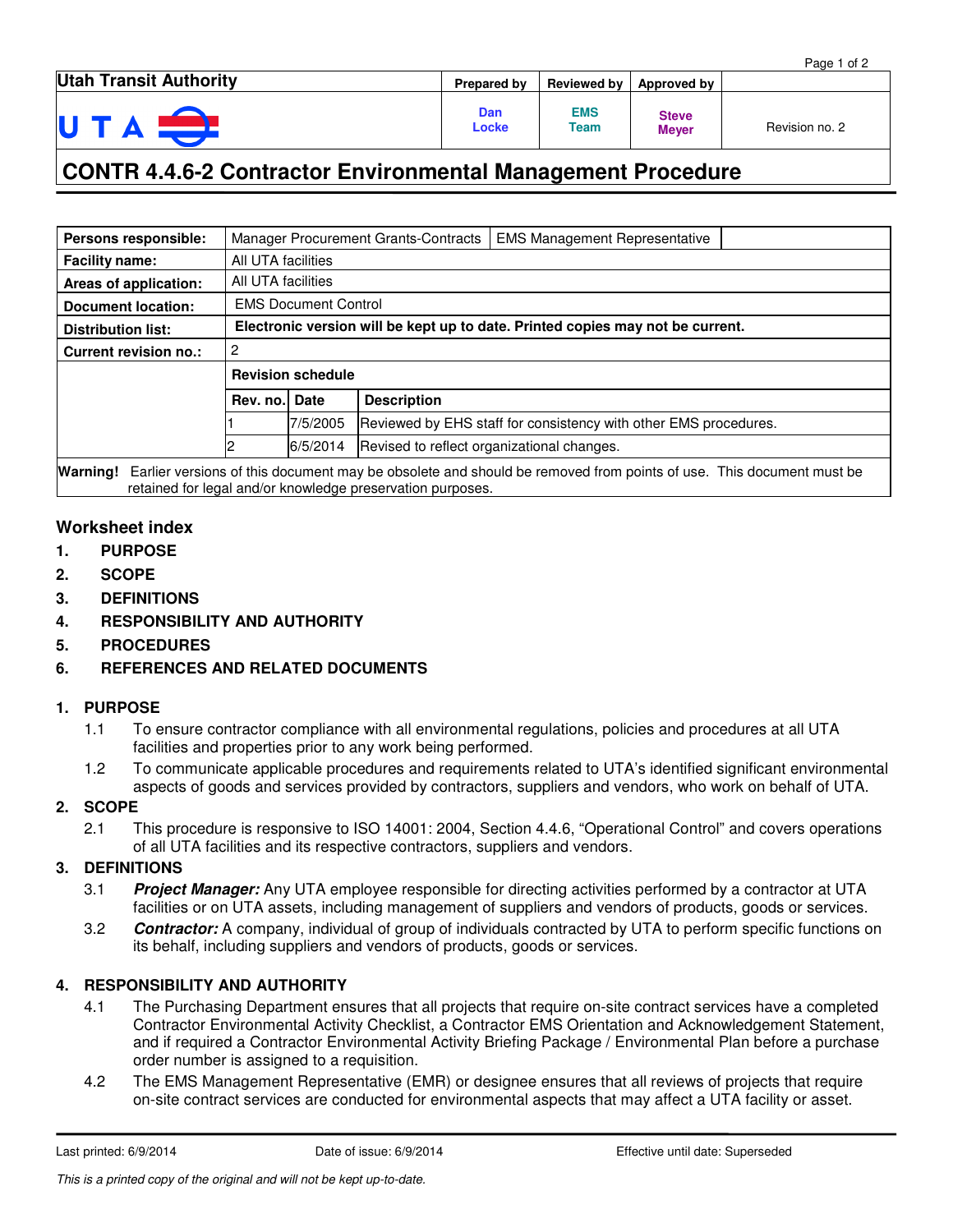| Utah Transit Authority | Prepared by | Reviewed by | Approved by | |
|---|---|---|---|---|
| UTA | Dan Locke | EMS Team | Steve Meyer | Revision no. 2 |

# CONTR 4.4.6-2 Contractor Environmental Management Procedure

| **Persons responsible:** | Manager Procurement Grants-Contracts | EMS Management Representative | |
|---|---|---|---|
| **Facility name:** | All UTA facilities | | |
| **Areas of application:** | All UTA facilities | | |
| **Document location:** | EMS Document Control | | |
| **Distribution list:** | **Electronic version will be kept up to date. Printed copies may not be current.** | | |
| **Current revision no.:** | 2 | | |

**Revision schedule**

| Rev. no. | Date | Description |
|---|---|---|
| 1 | 7/5/2005 | Reviewed by EHS staff for consistency with other EMS procedures. |
| 2 | 6/5/2014 | Revised to reflect organizational changes. |

**Warning!** Earlier versions of this document may be obsolete and should be removed from points of use. This document must be retained for legal and/or knowledge preservation purposes.

## Worksheet index

1. **PURPOSE**
2. **SCOPE**
3. **DEFINITIONS**
4. **RESPONSIBILITY AND AUTHORITY**
5. **PROCEDURES**
6. **REFERENCES AND RELATED DOCUMENTS**

## 1. PURPOSE

1.1 To ensure contractor compliance with all environmental regulations, policies and procedures at all UTA facilities and properties prior to any work being performed.

1.2 To communicate applicable procedures and requirements related to UTA's identified significant environmental aspects of goods and services provided by contractors, suppliers and vendors, who work on behalf of UTA.

## 2. SCOPE

2.1 This procedure is responsive to ISO 14001: 2004, Section 4.4.6, "Operational Control" and covers operations of all UTA facilities and its respective contractors, suppliers and vendors.

## 3. DEFINITIONS

3.1 ***Project Manager:*** Any UTA employee responsible for directing activities performed by a contractor at UTA facilities or on UTA assets, including management of suppliers and vendors of products, goods or services.

3.2 ***Contractor:*** A company, individual of group of individuals contracted by UTA to perform specific functions on its behalf, including suppliers and vendors of products, goods or services.

## 4. RESPONSIBILITY AND AUTHORITY

4.1 The Purchasing Department ensures that all projects that require on-site contract services have a completed Contractor Environmental Activity Checklist, a Contractor EMS Orientation and Acknowledgement Statement, and if required a Contractor Environmental Activity Briefing Package / Environmental Plan before a purchase order number is assigned to a requisition.

4.2 The EMS Management Representative (EMR) or designee ensures that all reviews of projects that require on-site contract services are conducted for environmental aspects that may affect a UTA facility or asset.

Last printed: 6/9/2014 Date of issue: 6/9/2014 Effective until date: Superseded

*This is a printed copy of the original and will not be kept up-to-date.*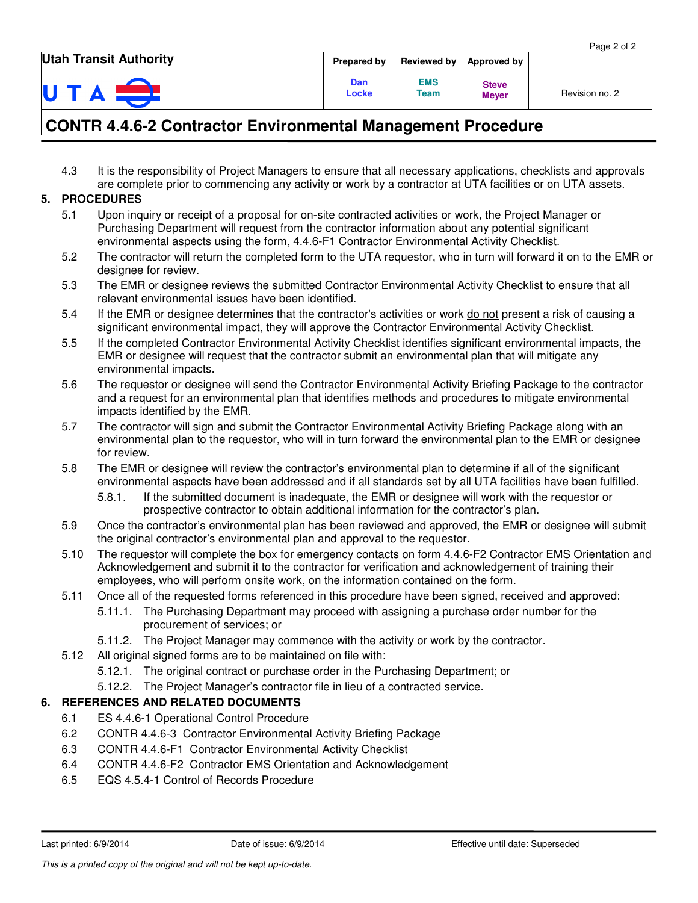4.3 It is the responsibility of Project Managers to ensure that all necessary applications, checklists and approvals are complete prior to commencing any activity or work by a contractor at UTA facilities or on UTA assets.

## 5. PROCEDURES

5.1 Upon inquiry or receipt of a proposal for on-site contracted activities or work, the Project Manager or Purchasing Department will request from the contractor information about any potential significant environmental aspects using the form, 4.4.6-F1 Contractor Environmental Activity Checklist.

5.2 The contractor will return the completed form to the UTA requestor, who in turn will forward it on to the EMR or designee for review.

5.3 The EMR or designee reviews the submitted Contractor Environmental Activity Checklist to ensure that all relevant environmental issues have been identified.

5.4 If the EMR or designee determines that the contractor's activities or work do not present a risk of causing a significant environmental impact, they will approve the Contractor Environmental Activity Checklist.

5.5 If the completed Contractor Environmental Activity Checklist identifies significant environmental impacts, the EMR or designee will request that the contractor submit an environmental plan that will mitigate any environmental impacts.

5.6 The requestor or designee will send the Contractor Environmental Activity Briefing Package to the contractor and a request for an environmental plan that identifies methods and procedures to mitigate environmental impacts identified by the EMR.

5.7 The contractor will sign and submit the Contractor Environmental Activity Briefing Package along with an environmental plan to the requestor, who will in turn forward the environmental plan to the EMR or designee for review.

5.8 The EMR or designee will review the contractor's environmental plan to determine if all of the significant environmental aspects have been addressed and if all standards set by all UTA facilities have been fulfilled.

- 5.8.1. If the submitted document is inadequate, the EMR or designee will work with the requestor or prospective contractor to obtain additional information for the contractor's plan.

5.9 Once the contractor's environmental plan has been reviewed and approved, the EMR or designee will submit the original contractor's environmental plan and approval to the requestor.

5.10 The requestor will complete the box for emergency contacts on form 4.4.6-F2 Contractor EMS Orientation and Acknowledgement and submit it to the contractor for verification and acknowledgement of training their employees, who will perform onsite work, on the information contained on the form.

5.11 Once all of the requested forms referenced in this procedure have been signed, received and approved:

- 5.11.1. The Purchasing Department may proceed with assigning a purchase order number for the procurement of services; or
- 5.11.2. The Project Manager may commence with the activity or work by the contractor.

5.12 All original signed forms are to be maintained on file with:

- 5.12.1. The original contract or purchase order in the Purchasing Department; or
- 5.12.2. The Project Manager's contractor file in lieu of a contracted service.

## 6. REFERENCES AND RELATED DOCUMENTS

6.1 ES 4.4.6-1 Operational Control Procedure

6.2 CONTR 4.4.6-3 Contractor Environmental Activity Briefing Package

6.3 CONTR 4.4.6-F1 Contractor Environmental Activity Checklist

6.4 CONTR 4.4.6-F2 Contractor EMS Orientation and Acknowledgement

6.5 EQS 4.5.4-1 Control of Records Procedure